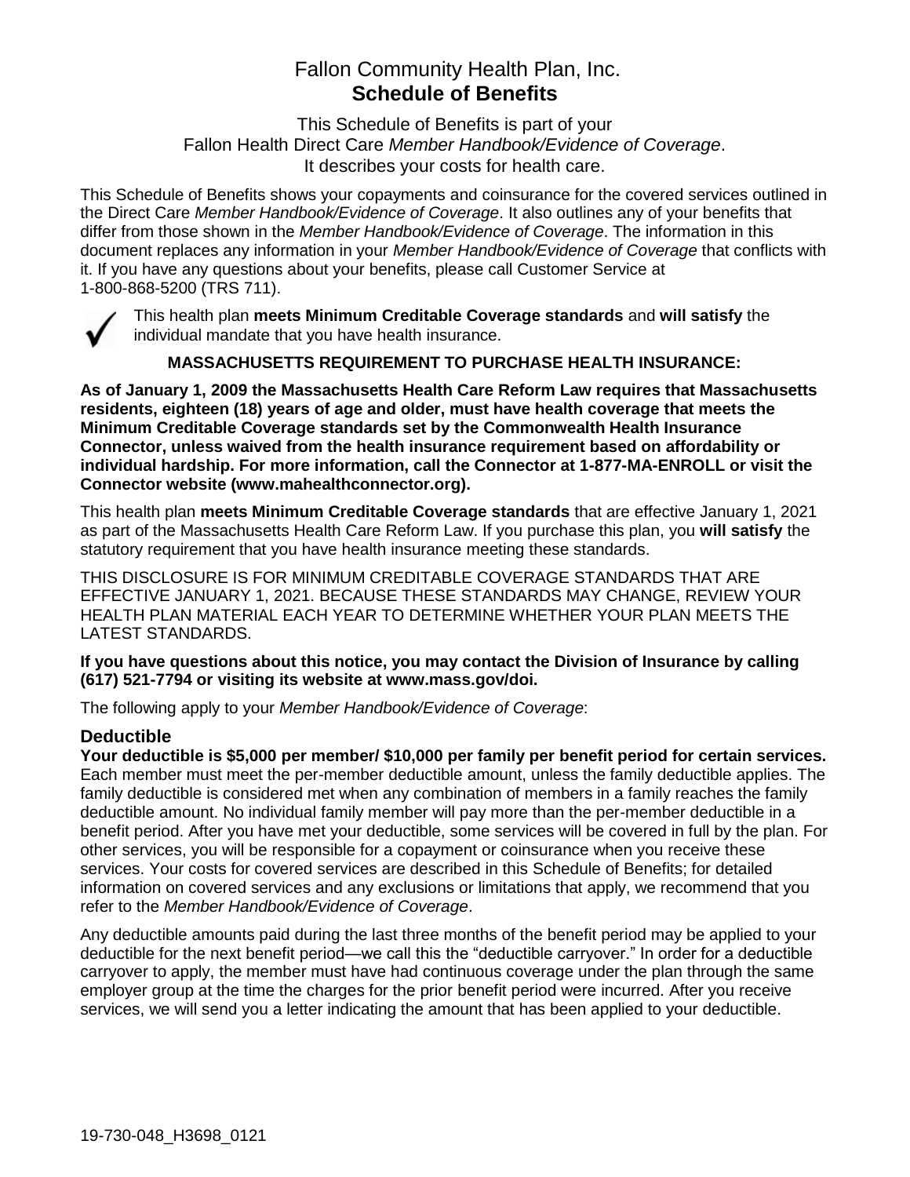# Fallon Community Health Plan, Inc.
# **Schedule of Benefits**

This Schedule of Benefits is part of your
Fallon Health Direct Care *Member Handbook/Evidence of Coverage*.
It describes your costs for health care.

This Schedule of Benefits shows your copayments and coinsurance for the covered services outlined in the Direct Care *Member Handbook/Evidence of Coverage*. It also outlines any of your benefits that differ from those shown in the *Member Handbook/Evidence of Coverage*. The information in this document replaces any information in your *Member Handbook/Evidence of Coverage* that conflicts with it. If you have any questions about your benefits, please call Customer Service at 1-800-868-5200 (TRS 711).

✓ This health plan **meets Minimum Creditable Coverage standards** and **will satisfy** the individual mandate that you have health insurance.

**MASSACHUSETTS REQUIREMENT TO PURCHASE HEALTH INSURANCE:**

**As of January 1, 2009 the Massachusetts Health Care Reform Law requires that Massachusetts residents, eighteen (18) years of age and older, must have health coverage that meets the Minimum Creditable Coverage standards set by the Commonwealth Health Insurance Connector, unless waived from the health insurance requirement based on affordability or individual hardship. For more information, call the Connector at 1-877-MA-ENROLL or visit the Connector website (www.mahealthconnector.org).**

This health plan **meets Minimum Creditable Coverage standards** that are effective January 1, 2021 as part of the Massachusetts Health Care Reform Law. If you purchase this plan, you **will satisfy** the statutory requirement that you have health insurance meeting these standards.

THIS DISCLOSURE IS FOR MINIMUM CREDITABLE COVERAGE STANDARDS THAT ARE EFFECTIVE JANUARY 1, 2021. BECAUSE THESE STANDARDS MAY CHANGE, REVIEW YOUR HEALTH PLAN MATERIAL EACH YEAR TO DETERMINE WHETHER YOUR PLAN MEETS THE LATEST STANDARDS.

**If you have questions about this notice, you may contact the Division of Insurance by calling (617) 521-7794 or visiting its website at www.mass.gov/doi.**

The following apply to your *Member Handbook/Evidence of Coverage*:

## Deductible

**Your deductible is $5,000 per member/ $10,000 per family per benefit period for certain services.** Each member must meet the per-member deductible amount, unless the family deductible applies. The family deductible is considered met when any combination of members in a family reaches the family deductible amount. No individual family member will pay more than the per-member deductible in a benefit period. After you have met your deductible, some services will be covered in full by the plan. For other services, you will be responsible for a copayment or coinsurance when you receive these services. Your costs for covered services are described in this Schedule of Benefits; for detailed information on covered services and any exclusions or limitations that apply, we recommend that you refer to the *Member Handbook/Evidence of Coverage*.

Any deductible amounts paid during the last three months of the benefit period may be applied to your deductible for the next benefit period—we call this the "deductible carryover." In order for a deductible carryover to apply, the member must have had continuous coverage under the plan through the same employer group at the time the charges for the prior benefit period were incurred. After you receive services, we will send you a letter indicating the amount that has been applied to your deductible.

19-730-048_H3698_0121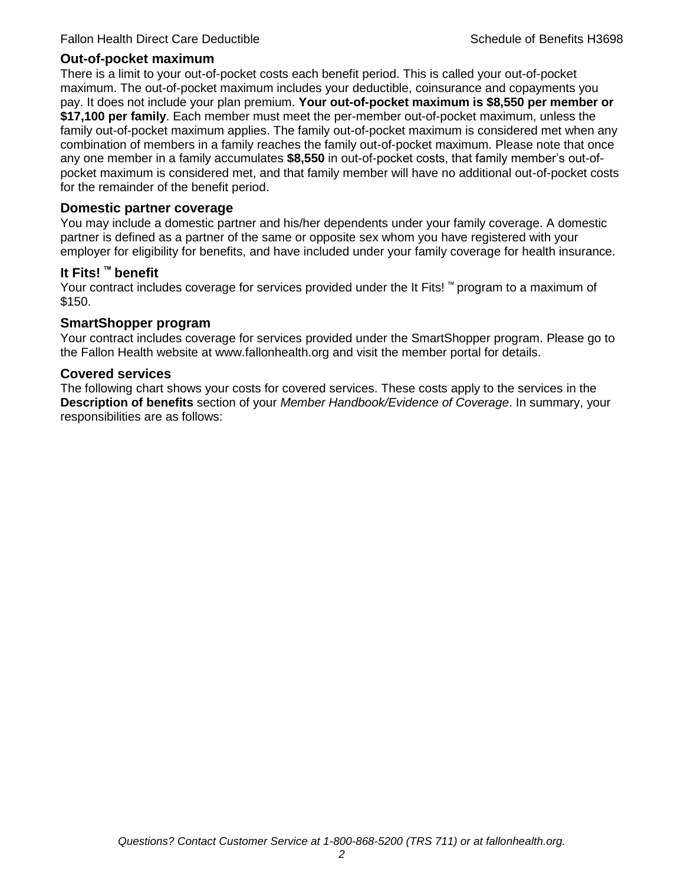## Out-of-pocket maximum

There is a limit to your out-of-pocket costs each benefit period. This is called your out-of-pocket maximum. The out-of-pocket maximum includes your deductible, coinsurance and copayments you pay. It does not include your plan premium. **Your out-of-pocket maximum is $8,550 per member or $17,100 per family**. Each member must meet the per-member out-of-pocket maximum, unless the family out-of-pocket maximum applies. The family out-of-pocket maximum is considered met when any combination of members in a family reaches the family out-of-pocket maximum. Please note that once any one member in a family accumulates **$8,550** in out-of-pocket costs, that family member's out-of-pocket maximum is considered met, and that family member will have no additional out-of-pocket costs for the remainder of the benefit period.

## Domestic partner coverage

You may include a domestic partner and his/her dependents under your family coverage. A domestic partner is defined as a partner of the same or opposite sex whom you have registered with your employer for eligibility for benefits, and have included under your family coverage for health insurance.

## It Fits! ™ benefit

Your contract includes coverage for services provided under the It Fits! ™ program to a maximum of $150.

## SmartShopper program

Your contract includes coverage for services provided under the SmartShopper program. Please go to the Fallon Health website at www.fallonhealth.org and visit the member portal for details.

## Covered services

The following chart shows your costs for covered services. These costs apply to the services in the **Description of benefits** section of your *Member Handbook/Evidence of Coverage*. In summary, your responsibilities are as follows: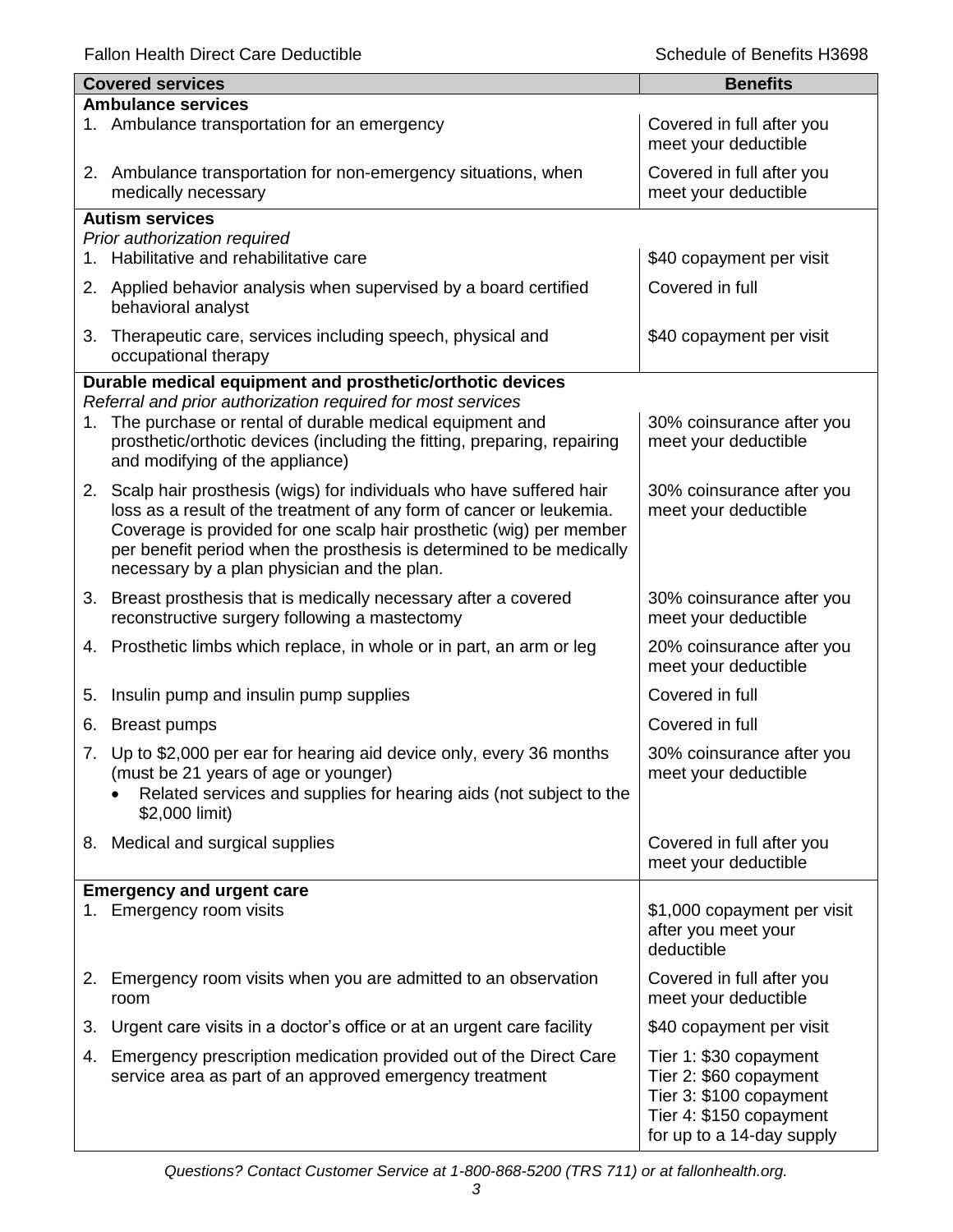| Covered services | Benefits |
|---|---|
| **Ambulance services** | |
| 1. Ambulance transportation for an emergency | Covered in full after you meet your deductible |
| 2. Ambulance transportation for non-emergency situations, when medically necessary | Covered in full after you meet your deductible |
| **Autism services** *Prior authorization required* | |
| 1. Habilitative and rehabilitative care | $40 copayment per visit |
| 2. Applied behavior analysis when supervised by a board certified behavioral analyst | Covered in full |
| 3. Therapeutic care, services including speech, physical and occupational therapy | $40 copayment per visit |
| **Durable medical equipment and prosthetic/orthotic devices** *Referral and prior authorization required for most services* | |
| 1. The purchase or rental of durable medical equipment and prosthetic/orthotic devices (including the fitting, preparing, repairing and modifying of the appliance) | 30% coinsurance after you meet your deductible |
| 2. Scalp hair prosthesis (wigs) for individuals who have suffered hair loss as a result of the treatment of any form of cancer or leukemia. Coverage is provided for one scalp hair prosthetic (wig) per member per benefit period when the prosthesis is determined to be medically necessary by a plan physician and the plan. | 30% coinsurance after you meet your deductible |
| 3. Breast prosthesis that is medically necessary after a covered reconstructive surgery following a mastectomy | 30% coinsurance after you meet your deductible |
| 4. Prosthetic limbs which replace, in whole or in part, an arm or leg | 20% coinsurance after you meet your deductible |
| 5. Insulin pump and insulin pump supplies | Covered in full |
| 6. Breast pumps | Covered in full |
| 7. Up to $2,000 per ear for hearing aid device only, every 36 months (must be 21 years of age or younger) <br>• Related services and supplies for hearing aids (not subject to the $2,000 limit) | 30% coinsurance after you meet your deductible |
| 8. Medical and surgical supplies | Covered in full after you meet your deductible |
| **Emergency and urgent care** | |
| 1. Emergency room visits | $1,000 copayment per visit after you meet your deductible |
| 2. Emergency room visits when you are admitted to an observation room | Covered in full after you meet your deductible |
| 3. Urgent care visits in a doctor's office or at an urgent care facility | $40 copayment per visit |
| 4. Emergency prescription medication provided out of the Direct Care service area as part of an approved emergency treatment | Tier 1: $30 copayment <br>Tier 2: $60 copayment <br>Tier 3: $100 copayment <br>Tier 4: $150 copayment <br>for up to a 14-day supply |

*Questions? Contact Customer Service at 1-800-868-5200 (TRS 711) or at fallonhealth.org.*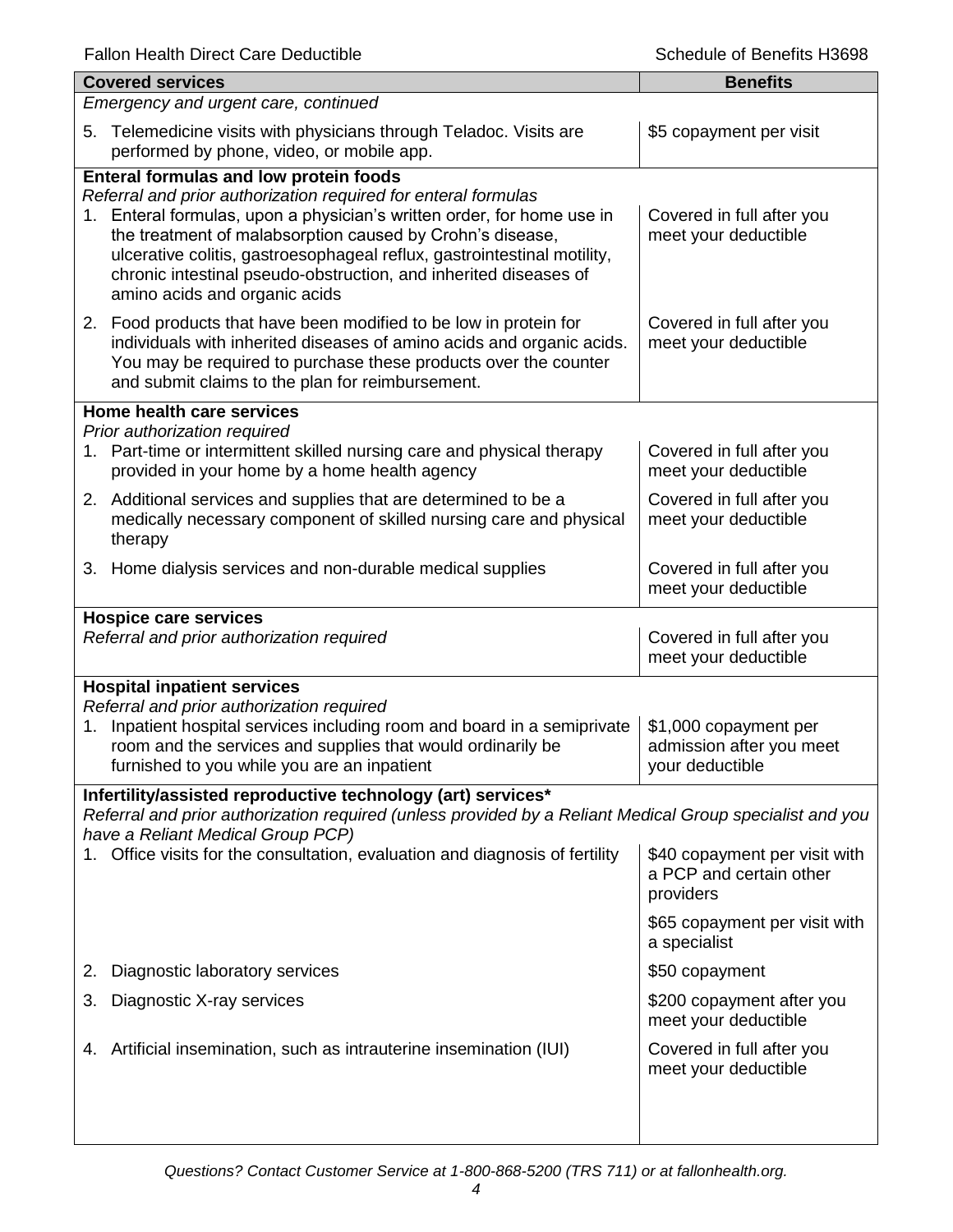| Covered services | Benefits |
|---|---|
| *Emergency and urgent care, continued* | |
| 5. Telemedicine visits with physicians through Teladoc. Visits are performed by phone, video, or mobile app. | $5 copayment per visit |
| **Enteral formulas and low protein foods** *Referral and prior authorization required for enteral formulas* | |
| 1. Enteral formulas, upon a physician's written order, for home use in the treatment of malabsorption caused by Crohn's disease, ulcerative colitis, gastroesophageal reflux, gastrointestinal motility, chronic intestinal pseudo-obstruction, and inherited diseases of amino acids and organic acids | Covered in full after you meet your deductible |
| 2. Food products that have been modified to be low in protein for individuals with inherited diseases of amino acids and organic acids. You may be required to purchase these products over the counter and submit claims to the plan for reimbursement. | Covered in full after you meet your deductible |
| **Home health care services** *Prior authorization required* | |
| 1. Part-time or intermittent skilled nursing care and physical therapy provided in your home by a home health agency | Covered in full after you meet your deductible |
| 2. Additional services and supplies that are determined to be a medically necessary component of skilled nursing care and physical therapy | Covered in full after you meet your deductible |
| 3. Home dialysis services and non-durable medical supplies | Covered in full after you meet your deductible |
| **Hospice care services** *Referral and prior authorization required* | Covered in full after you meet your deductible |
| **Hospital inpatient services** *Referral and prior authorization required* | |
| 1. Inpatient hospital services including room and board in a semiprivate room and the services and supplies that would ordinarily be furnished to you while you are an inpatient | $1,000 copayment per admission after you meet your deductible |
| **Infertility/assisted reproductive technology (art) services*** *Referral and prior authorization required (unless provided by a Reliant Medical Group specialist and you have a Reliant Medical Group PCP)* | |
| 1. Office visits for the consultation, evaluation and diagnosis of fertility | $40 copayment per visit with a PCP and certain other providers<br>$65 copayment per visit with a specialist |
| 2. Diagnostic laboratory services | $50 copayment |
| 3. Diagnostic X-ray services | $200 copayment after you meet your deductible |
| 4. Artificial insemination, such as intrauterine insemination (IUI) | Covered in full after you meet your deductible |

*Questions? Contact Customer Service at 1-800-868-5200 (TRS 711) or at fallonhealth.org.*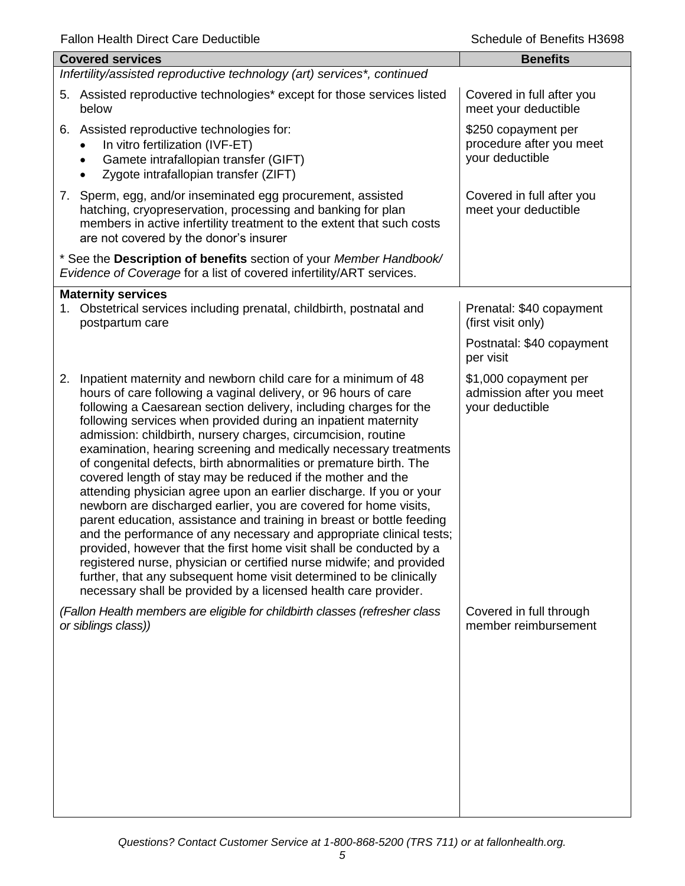| Covered services | Benefits |
|---|---|
| *Infertility/assisted reproductive technology (art) services*, continued* | |
| 5. Assisted reproductive technologies* except for those services listed below | Covered in full after you meet your deductible |
| 6. Assisted reproductive technologies for:<br>• In vitro fertilization (IVF-ET)<br>• Gamete intrafallopian transfer (GIFT)<br>• Zygote intrafallopian transfer (ZIFT) | $250 copayment per procedure after you meet your deductible |
| 7. Sperm, egg, and/or inseminated egg procurement, assisted hatching, cryopreservation, processing and banking for plan members in active infertility treatment to the extent that such costs are not covered by the donor's insurer | Covered in full after you meet your deductible |
| * See the **Description of benefits** section of your *Member Handbook/ Evidence of Coverage* for a list of covered infertility/ART services. | |
| **Maternity services** | |
| 1. Obstetrical services including prenatal, childbirth, postnatal and postpartum care | Prenatal: $40 copayment (first visit only)<br><br>Postnatal: $40 copayment per visit |
| 2. Inpatient maternity and newborn child care for a minimum of 48 hours of care following a vaginal delivery, or 96 hours of care following a Caesarean section delivery, including charges for the following services when provided during an inpatient maternity admission: childbirth, nursery charges, circumcision, routine examination, hearing screening and medically necessary treatments of congenital defects, birth abnormalities or premature birth. The covered length of stay may be reduced if the mother and the attending physician agree upon an earlier discharge. If you or your newborn are discharged earlier, you are covered for home visits, parent education, assistance and training in breast or bottle feeding and the performance of any necessary and appropriate clinical tests; provided, however that the first home visit shall be conducted by a registered nurse, physician or certified nurse midwife; and provided further, that any subsequent home visit determined to be clinically necessary shall be provided by a licensed health care provider. | $1,000 copayment per admission after you meet your deductible |
| *(Fallon Health members are eligible for childbirth classes (refresher class or siblings class))* | Covered in full through member reimbursement |

*Questions? Contact Customer Service at 1-800-868-5200 (TRS 711) or at fallonhealth.org.*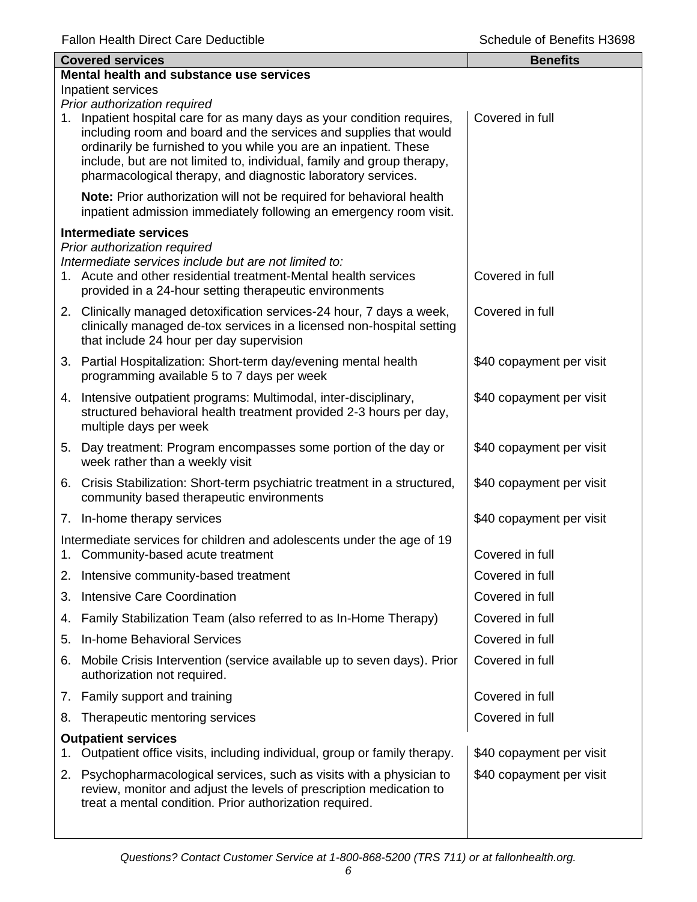| Covered services | Benefits |
|---|---|
| **Mental health and substance use services** | |
| Inpatient services | |
| *Prior authorization required* | |
| 1. Inpatient hospital care for as many days as your condition requires, including room and board and the services and supplies that would ordinarily be furnished to you while you are an inpatient. These include, but are not limited to, individual, family and group therapy, pharmacological therapy, and diagnostic laboratory services. | Covered in full |
| **Note:** Prior authorization will not be required for behavioral health inpatient admission immediately following an emergency room visit. | |
| **Intermediate services** | |
| *Prior authorization required* | |
| *Intermediate services include but are not limited to:* | |
| 1. Acute and other residential treatment-Mental health services provided in a 24-hour setting therapeutic environments | Covered in full |
| 2. Clinically managed detoxification services-24 hour, 7 days a week, clinically managed de-tox services in a licensed non-hospital setting that include 24 hour per day supervision | Covered in full |
| 3. Partial Hospitalization: Short-term day/evening mental health programming available 5 to 7 days per week | $40 copayment per visit |
| 4. Intensive outpatient programs: Multimodal, inter-disciplinary, structured behavioral health treatment provided 2-3 hours per day, multiple days per week | $40 copayment per visit |
| 5. Day treatment: Program encompasses some portion of the day or week rather than a weekly visit | $40 copayment per visit |
| 6. Crisis Stabilization: Short-term psychiatric treatment in a structured, community based therapeutic environments | $40 copayment per visit |
| 7. In-home therapy services | $40 copayment per visit |
| Intermediate services for children and adolescents under the age of 19 | |
| 1. Community-based acute treatment | Covered in full |
| 2. Intensive community-based treatment | Covered in full |
| 3. Intensive Care Coordination | Covered in full |
| 4. Family Stabilization Team (also referred to as In-Home Therapy) | Covered in full |
| 5. In-home Behavioral Services | Covered in full |
| 6. Mobile Crisis Intervention (service available up to seven days). Prior authorization not required. | Covered in full |
| 7. Family support and training | Covered in full |
| 8. Therapeutic mentoring services | Covered in full |
| **Outpatient services** | |
| 1. Outpatient office visits, including individual, group or family therapy. | $40 copayment per visit |
| 2. Psychopharmacological services, such as visits with a physician to review, monitor and adjust the levels of prescription medication to treat a mental condition. Prior authorization required. | $40 copayment per visit |

*Questions? Contact Customer Service at 1-800-868-5200 (TRS 711) or at fallonhealth.org.*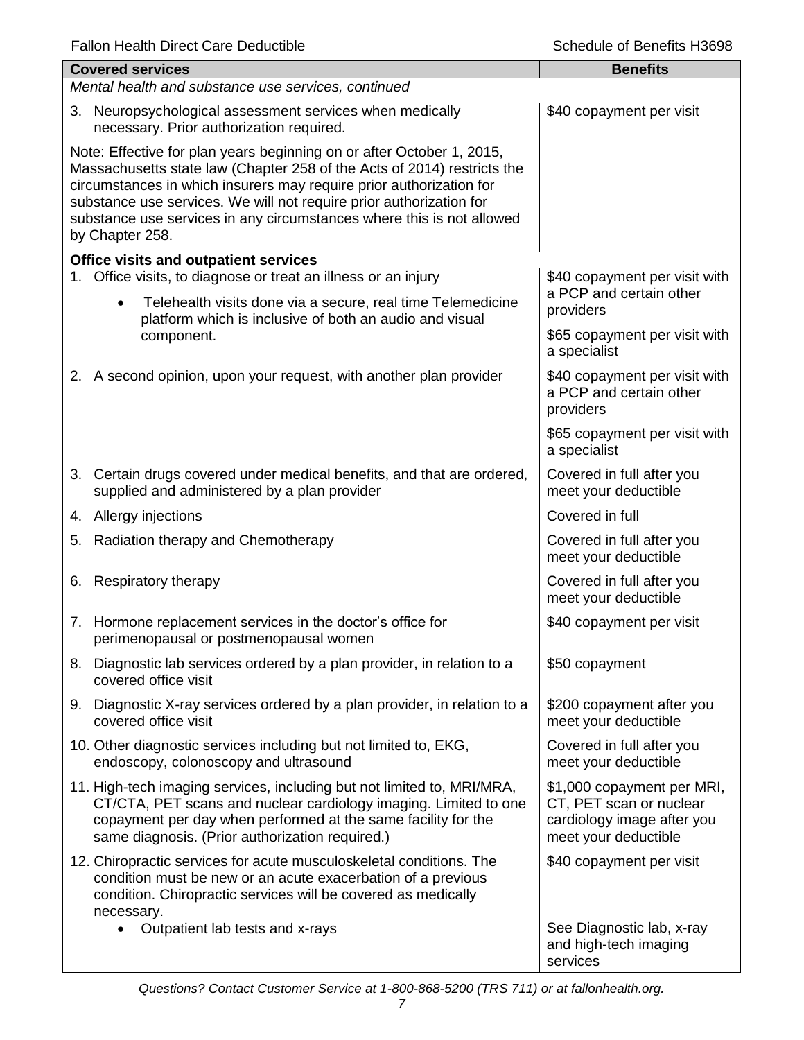| Covered services | Benefits |
| --- | --- |
| *Mental health and substance use services, continued* | |
| 3. Neuropsychological assessment services when medically necessary. Prior authorization required. | $40 copayment per visit |
| Note: Effective for plan years beginning on or after October 1, 2015, Massachusetts state law (Chapter 258 of the Acts of 2014) restricts the circumstances in which insurers may require prior authorization for substance use services. We will not require prior authorization for substance use services in any circumstances where this is not allowed by Chapter 258. | |
| **Office visits and outpatient services** | |
| 1. Office visits, to diagnose or treat an illness or an injury<br>• Telehealth visits done via a secure, real time Telemedicine platform which is inclusive of both an audio and visual component. | $40 copayment per visit with a PCP and certain other providers<br>$65 copayment per visit with a specialist |
| 2. A second opinion, upon your request, with another plan provider | $40 copayment per visit with a PCP and certain other providers<br>$65 copayment per visit with a specialist |
| 3. Certain drugs covered under medical benefits, and that are ordered, supplied and administered by a plan provider | Covered in full after you meet your deductible |
| 4. Allergy injections | Covered in full |
| 5. Radiation therapy and Chemotherapy | Covered in full after you meet your deductible |
| 6. Respiratory therapy | Covered in full after you meet your deductible |
| 7. Hormone replacement services in the doctor's office for perimenopausal or postmenopausal women | $40 copayment per visit |
| 8. Diagnostic lab services ordered by a plan provider, in relation to a covered office visit | $50 copayment |
| 9. Diagnostic X-ray services ordered by a plan provider, in relation to a covered office visit | $200 copayment after you meet your deductible |
| 10. Other diagnostic services including but not limited to, EKG, endoscopy, colonoscopy and ultrasound | Covered in full after you meet your deductible |
| 11. High-tech imaging services, including but not limited to, MRI/MRA, CT/CTA, PET scans and nuclear cardiology imaging. Limited to one copayment per day when performed at the same facility for the same diagnosis. (Prior authorization required.) | $1,000 copayment per MRI, CT, PET scan or nuclear cardiology image after you meet your deductible |
| 12. Chiropractic services for acute musculoskeletal conditions. The condition must be new or an acute exacerbation of a previous condition. Chiropractic services will be covered as medically necessary. | $40 copayment per visit |
| • Outpatient lab tests and x-rays | See Diagnostic lab, x-ray and high-tech imaging services |

*Questions? Contact Customer Service at 1-800-868-5200 (TRS 711) or at fallonhealth.org.*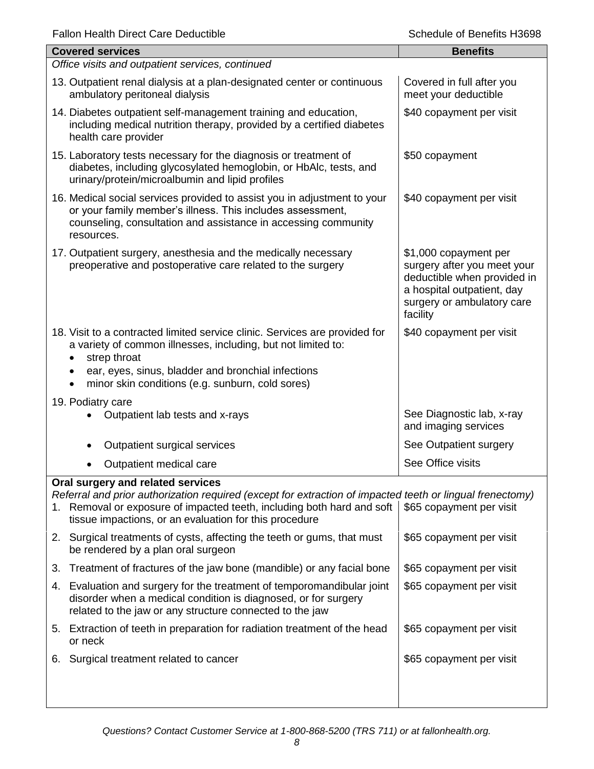| Covered services | Benefits |
|---|---|
| *Office visits and outpatient services, continued* | |
| 13. Outpatient renal dialysis at a plan-designated center or continuous ambulatory peritoneal dialysis | Covered in full after you meet your deductible |
| 14. Diabetes outpatient self-management training and education, including medical nutrition therapy, provided by a certified diabetes health care provider | $40 copayment per visit |
| 15. Laboratory tests necessary for the diagnosis or treatment of diabetes, including glycosylated hemoglobin, or HbAlc, tests, and urinary/protein/microalbumin and lipid profiles | $50 copayment |
| 16. Medical social services provided to assist you in adjustment to your or your family member's illness. This includes assessment, counseling, consultation and assistance in accessing community resources. | $40 copayment per visit |
| 17. Outpatient surgery, anesthesia and the medically necessary preoperative and postoperative care related to the surgery | $1,000 copayment per surgery after you meet your deductible when provided in a hospital outpatient, day surgery or ambulatory care facility |
| 18. Visit to a contracted limited service clinic. Services are provided for a variety of common illnesses, including, but not limited to: <br>• strep throat <br>• ear, eyes, sinus, bladder and bronchial infections <br>• minor skin conditions (e.g. sunburn, cold sores) | $40 copayment per visit |
| 19. Podiatry care | |
| • Outpatient lab tests and x-rays | See Diagnostic lab, x-ray and imaging services |
| • Outpatient surgical services | See Outpatient surgery |
| • Outpatient medical care | See Office visits |
| **Oral surgery and related services** <br>*Referral and prior authorization required (except for extraction of impacted teeth or lingual frenectomy)* | |
| 1. Removal or exposure of impacted teeth, including both hard and soft tissue impactions, or an evaluation for this procedure | $65 copayment per visit |
| 2. Surgical treatments of cysts, affecting the teeth or gums, that must be rendered by a plan oral surgeon | $65 copayment per visit |
| 3. Treatment of fractures of the jaw bone (mandible) or any facial bone | $65 copayment per visit |
| 4. Evaluation and surgery for the treatment of temporomandibular joint disorder when a medical condition is diagnosed, or for surgery related to the jaw or any structure connected to the jaw | $65 copayment per visit |
| 5. Extraction of teeth in preparation for radiation treatment of the head or neck | $65 copayment per visit |
| 6. Surgical treatment related to cancer | $65 copayment per visit |

*Questions? Contact Customer Service at 1-800-868-5200 (TRS 711) or at fallonhealth.org.*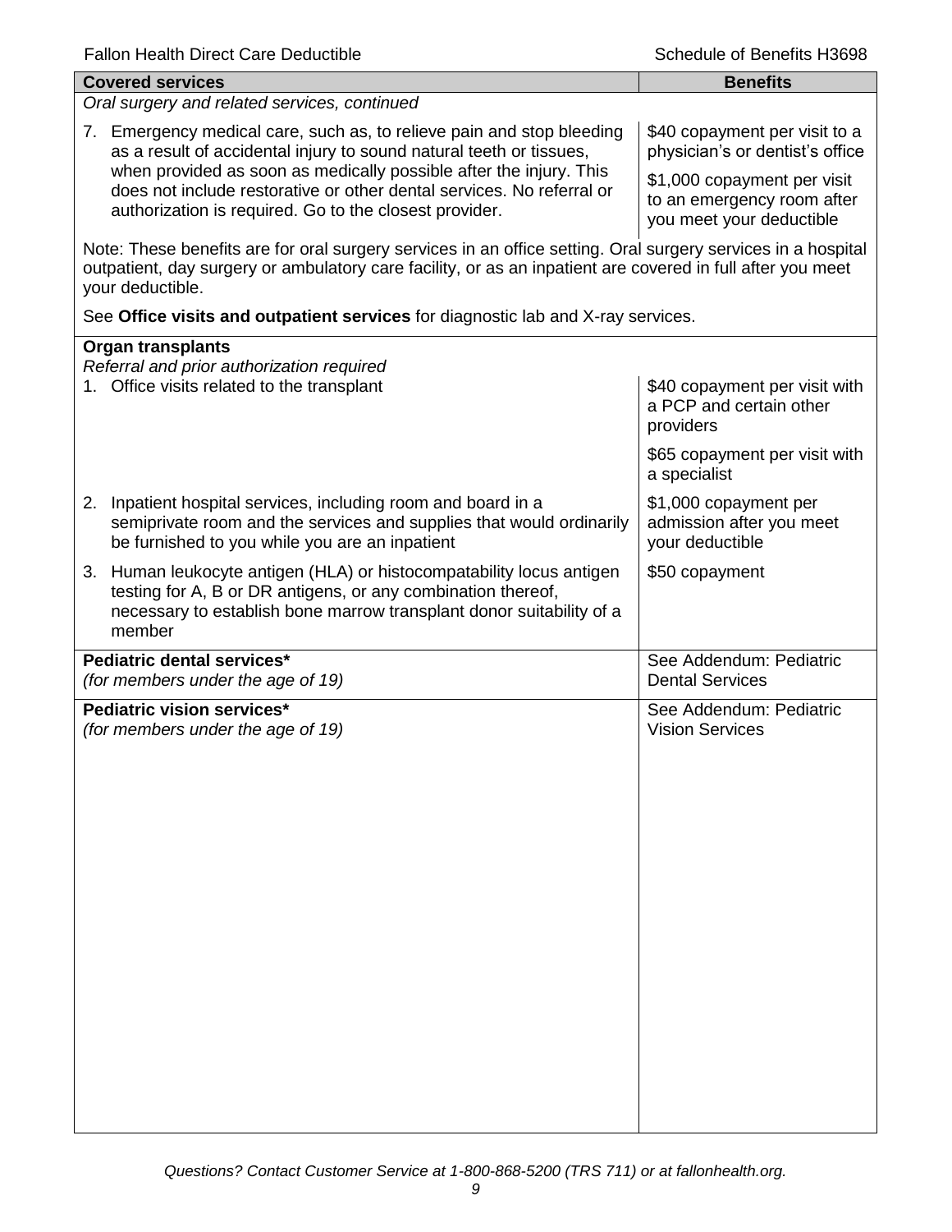| Covered services | Benefits |
| --- | --- |
| *Oral surgery and related services, continued* | |
| 7. Emergency medical care, such as, to relieve pain and stop bleeding as a result of accidental injury to sound natural teeth or tissues, when provided as soon as medically possible after the injury. This does not include restorative or other dental services. No referral or authorization is required. Go to the closest provider. | $40 copayment per visit to a physician's or dentist's office<br><br>$1,000 copayment per visit to an emergency room after you meet your deductible |
| Note: These benefits are for oral surgery services in an office setting. Oral surgery services in a hospital outpatient, day surgery or ambulatory care facility, or as an inpatient are covered in full after you meet your deductible.<br><br>See **Office visits and outpatient services** for diagnostic lab and X-ray services. | |
| **Organ transplants**<br>*Referral and prior authorization required* | |
| 1. Office visits related to the transplant | $40 copayment per visit with a PCP and certain other providers<br><br>$65 copayment per visit with a specialist |
| 2. Inpatient hospital services, including room and board in a semiprivate room and the services and supplies that would ordinarily be furnished to you while you are an inpatient | $1,000 copayment per admission after you meet your deductible |
| 3. Human leukocyte antigen (HLA) or histocompatability locus antigen testing for A, B or DR antigens, or any combination thereof, necessary to establish bone marrow transplant donor suitability of a member | $50 copayment |
| **Pediatric dental services***<br>*(for members under the age of 19)* | See Addendum: Pediatric Dental Services |
| **Pediatric vision services***<br>*(for members under the age of 19)* | See Addendum: Pediatric Vision Services |

*Questions? Contact Customer Service at 1-800-868-5200 (TRS 711) or at fallonhealth.org.*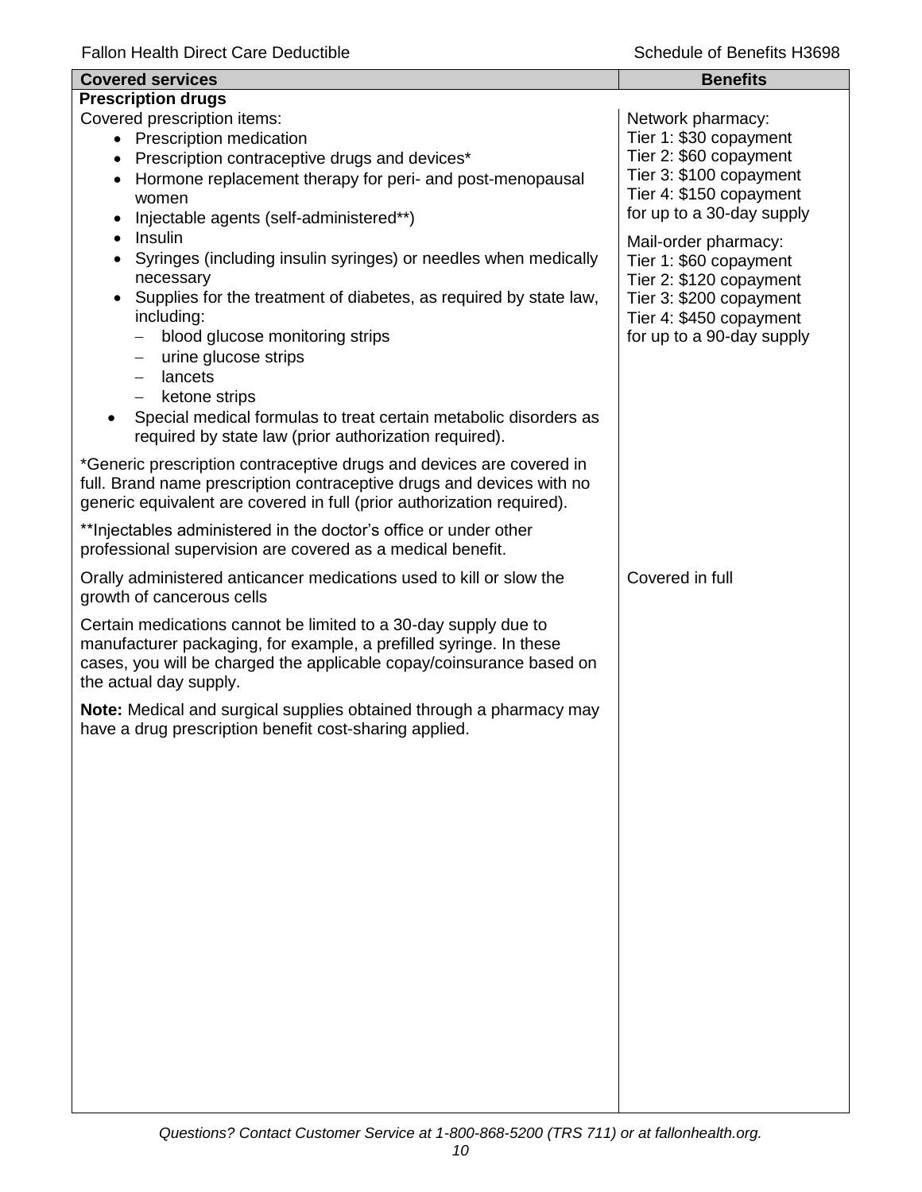| Covered services | Benefits |
|---|---|
| **Prescription drugs** | |
| Covered prescription items:<br>• Prescription medication<br>• Prescription contraceptive drugs and devices*<br>• Hormone replacement therapy for peri- and post-menopausal women<br>• Injectable agents (self-administered**)<br>• Insulin<br>• Syringes (including insulin syringes) or needles when medically necessary<br>• Supplies for the treatment of diabetes, as required by state law, including:<br>  – blood glucose monitoring strips<br>  – urine glucose strips<br>  – lancets<br>  – ketone strips<br>• Special medical formulas to treat certain metabolic disorders as required by state law (prior authorization required).<br><br>*Generic prescription contraceptive drugs and devices are covered in full. Brand name prescription contraceptive drugs and devices with no generic equivalent are covered in full (prior authorization required).<br><br>**Injectables administered in the doctor's office or under other professional supervision are covered as a medical benefit. | Network pharmacy:<br>Tier 1: $30 copayment<br>Tier 2: $60 copayment<br>Tier 3: $100 copayment<br>Tier 4: $150 copayment<br>for up to a 30-day supply<br><br>Mail-order pharmacy:<br>Tier 1: $60 copayment<br>Tier 2: $120 copayment<br>Tier 3: $200 copayment<br>Tier 4: $450 copayment<br>for up to a 90-day supply |
| Orally administered anticancer medications used to kill or slow the growth of cancerous cells<br><br>Certain medications cannot be limited to a 30-day supply due to manufacturer packaging, for example, a prefilled syringe. In these cases, you will be charged the applicable copay/coinsurance based on the actual day supply.<br><br>**Note:** Medical and surgical supplies obtained through a pharmacy may have a drug prescription benefit cost-sharing applied. | Covered in full |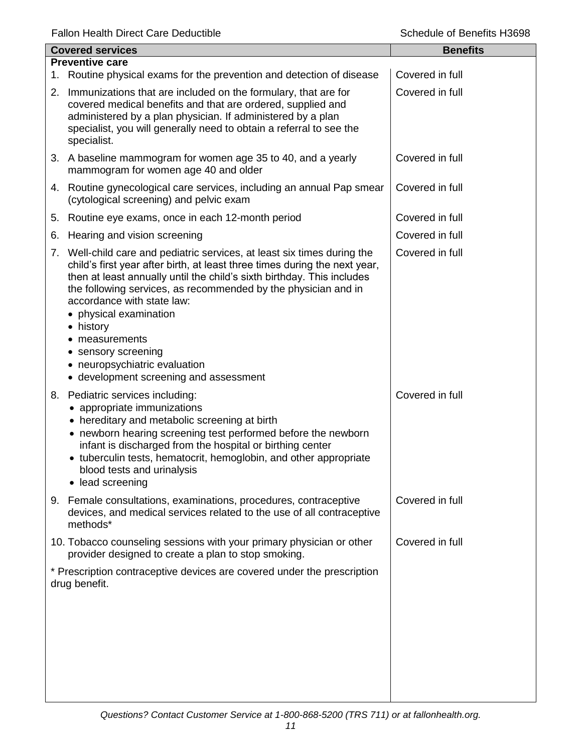| Covered services | Benefits |
|---|---|
| **Preventive care** | |
| 1. Routine physical exams for the prevention and detection of disease | Covered in full |
| 2. Immunizations that are included on the formulary, that are for covered medical benefits and that are ordered, supplied and administered by a plan physician. If administered by a plan specialist, you will generally need to obtain a referral to see the specialist. | Covered in full |
| 3. A baseline mammogram for women age 35 to 40, and a yearly mammogram for women age 40 and older | Covered in full |
| 4. Routine gynecological care services, including an annual Pap smear (cytological screening) and pelvic exam | Covered in full |
| 5. Routine eye exams, once in each 12-month period | Covered in full |
| 6. Hearing and vision screening | Covered in full |
| 7. Well-child care and pediatric services, at least six times during the child's first year after birth, at least three times during the next year, then at least annually until the child's sixth birthday. This includes the following services, as recommended by the physician and in accordance with state law: <br>• physical examination <br>• history <br>• measurements <br>• sensory screening <br>• neuropsychiatric evaluation <br>• development screening and assessment | Covered in full |
| 8. Pediatric services including: <br>• appropriate immunizations <br>• hereditary and metabolic screening at birth <br>• newborn hearing screening test performed before the newborn infant is discharged from the hospital or birthing center <br>• tuberculin tests, hematocrit, hemoglobin, and other appropriate blood tests and urinalysis <br>• lead screening | Covered in full |
| 9. Female consultations, examinations, procedures, contraceptive devices, and medical services related to the use of all contraceptive methods* | Covered in full |
| 10. Tobacco counseling sessions with your primary physician or other provider designed to create a plan to stop smoking. | Covered in full |
| * Prescription contraceptive devices are covered under the prescription drug benefit. | |

*Questions? Contact Customer Service at 1-800-868-5200 (TRS 711) or at fallonhealth.org.*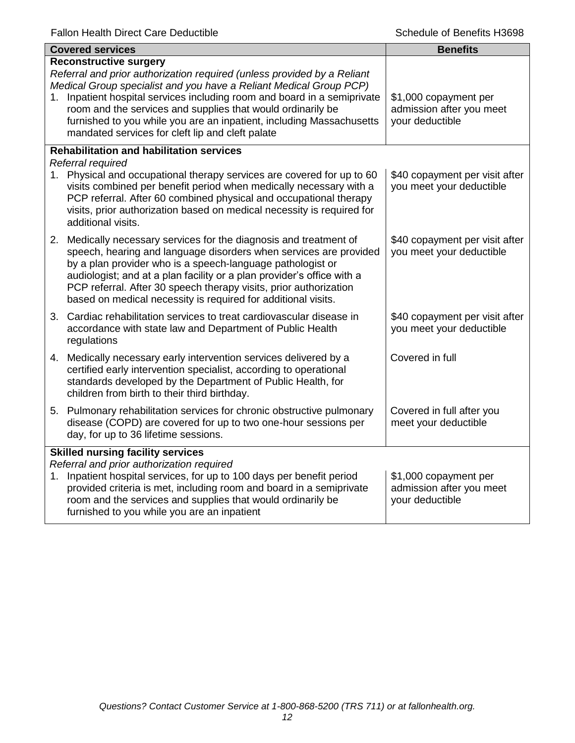| Covered services | Benefits |
|---|---|
| **Reconstructive surgery**<br>*Referral and prior authorization required (unless provided by a Reliant Medical Group specialist and you have a Reliant Medical Group PCP)* | |
| 1. Inpatient hospital services including room and board in a semiprivate room and the services and supplies that would ordinarily be furnished to you while you are an inpatient, including Massachusetts mandated services for cleft lip and cleft palate | $1,000 copayment per admission after you meet your deductible |
| **Rehabilitation and habilitation services**<br>*Referral required* | |
| 1. Physical and occupational therapy services are covered for up to 60 visits combined per benefit period when medically necessary with a PCP referral. After 60 combined physical and occupational therapy visits, prior authorization based on medical necessity is required for additional visits. | $40 copayment per visit after you meet your deductible |
| 2. Medically necessary services for the diagnosis and treatment of speech, hearing and language disorders when services are provided by a plan provider who is a speech-language pathologist or audiologist; and at a plan facility or a plan provider's office with a PCP referral. After 30 speech therapy visits, prior authorization based on medical necessity is required for additional visits. | $40 copayment per visit after you meet your deductible |
| 3. Cardiac rehabilitation services to treat cardiovascular disease in accordance with state law and Department of Public Health regulations | $40 copayment per visit after you meet your deductible |
| 4. Medically necessary early intervention services delivered by a certified early intervention specialist, according to operational standards developed by the Department of Public Health, for children from birth to their third birthday. | Covered in full |
| 5. Pulmonary rehabilitation services for chronic obstructive pulmonary disease (COPD) are covered for up to two one-hour sessions per day, for up to 36 lifetime sessions. | Covered in full after you meet your deductible |
| **Skilled nursing facility services**<br>*Referral and prior authorization required* | |
| 1. Inpatient hospital services, for up to 100 days per benefit period provided criteria is met, including room and board in a semiprivate room and the services and supplies that would ordinarily be furnished to you while you are an inpatient | $1,000 copayment per admission after you meet your deductible |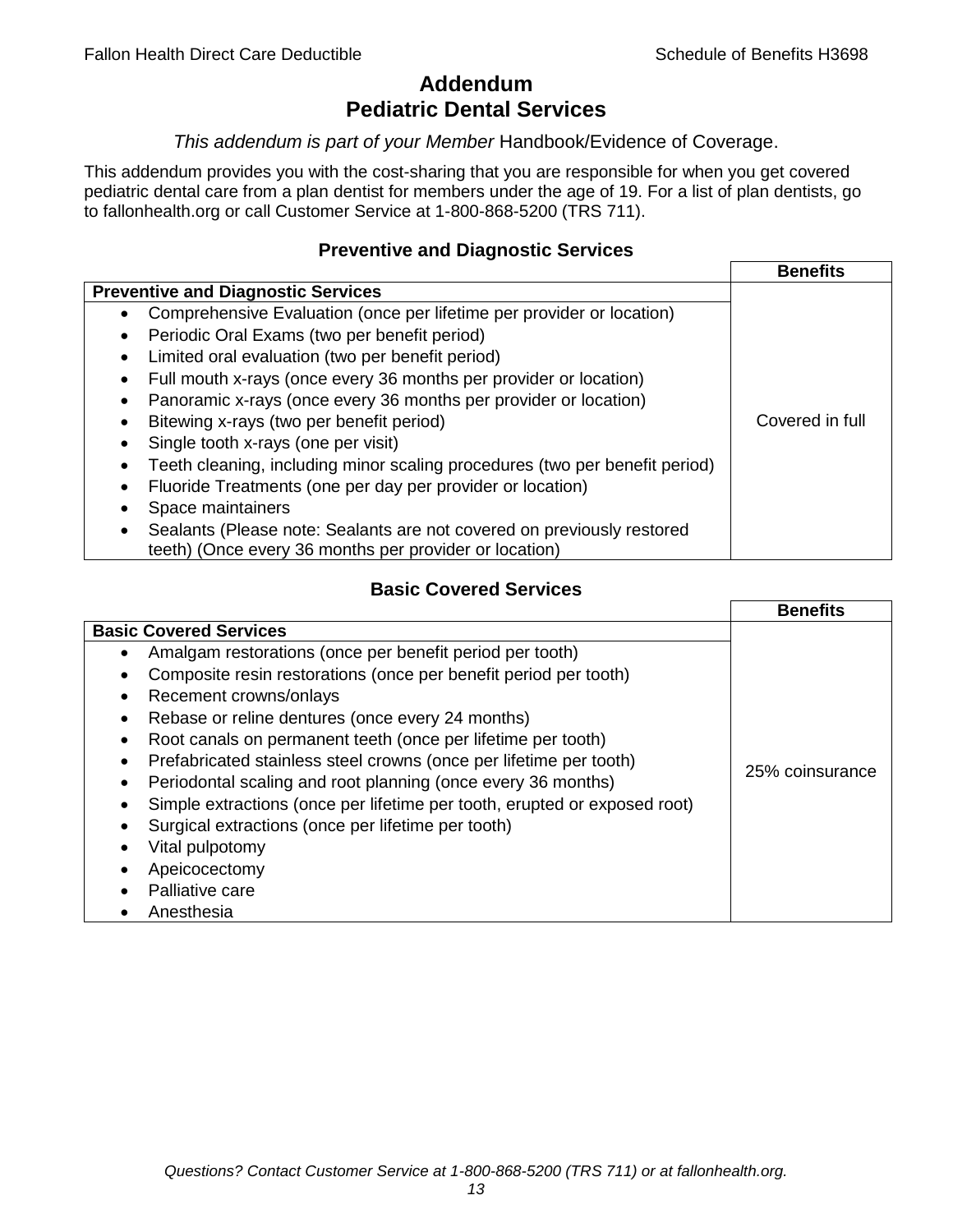# Addendum
# Pediatric Dental Services

*This addendum is part of your Member* Handbook/Evidence of Coverage.

This addendum provides you with the cost-sharing that you are responsible for when you get covered pediatric dental care from a plan dentist for members under the age of 19. For a list of plan dentists, go to fallonhealth.org or call Customer Service at 1-800-868-5200 (TRS 711).

### Preventive and Diagnostic Services

| **Preventive and Diagnostic Services** | **Benefits** |
|---|---|
| • Comprehensive Evaluation (once per lifetime per provider or location)<br>• Periodic Oral Exams (two per benefit period)<br>• Limited oral evaluation (two per benefit period)<br>• Full mouth x-rays (once every 36 months per provider or location)<br>• Panoramic x-rays (once every 36 months per provider or location)<br>• Bitewing x-rays (two per benefit period)<br>• Single tooth x-rays (one per visit)<br>• Teeth cleaning, including minor scaling procedures (two per benefit period)<br>• Fluoride Treatments (one per day per provider or location)<br>• Space maintainers<br>• Sealants (Please note: Sealants are not covered on previously restored teeth) (Once every 36 months per provider or location) | Covered in full |

### Basic Covered Services

| **Basic Covered Services** | **Benefits** |
|---|---|
| • Amalgam restorations (once per benefit period per tooth)<br>• Composite resin restorations (once per benefit period per tooth)<br>• Recement crowns/onlays<br>• Rebase or reline dentures (once every 24 months)<br>• Root canals on permanent teeth (once per lifetime per tooth)<br>• Prefabricated stainless steel crowns (once per lifetime per tooth)<br>• Periodontal scaling and root planning (once every 36 months)<br>• Simple extractions (once per lifetime per tooth, erupted or exposed root)<br>• Surgical extractions (once per lifetime per tooth)<br>• Vital pulpotomy<br>• Apeicocectomy<br>• Palliative care<br>• Anesthesia | 25% coinsurance |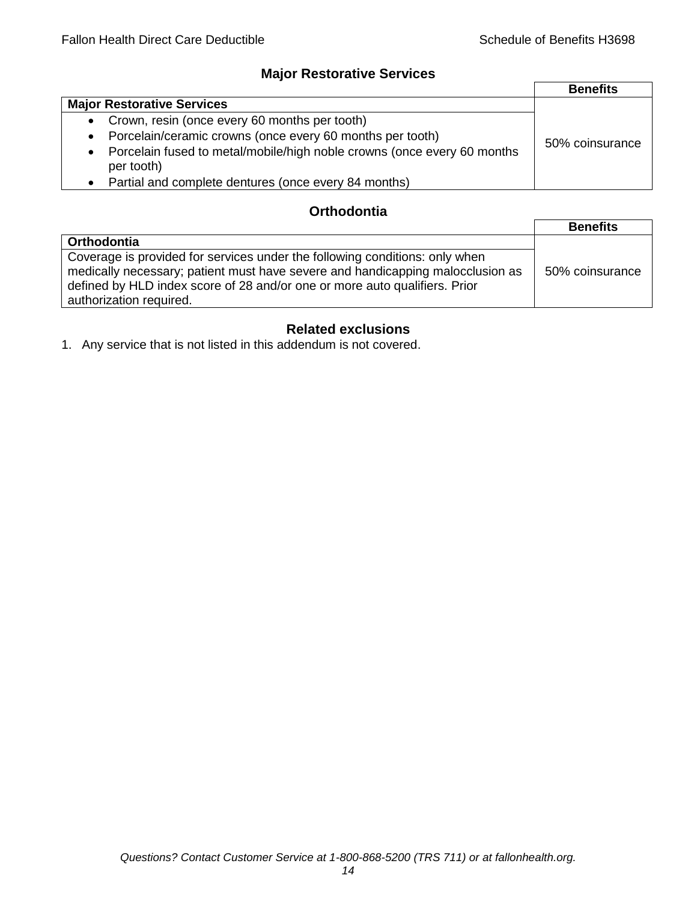## Major Restorative Services

| | Benefits |
|---|---|
| **Major Restorative Services** | |
| • Crown, resin (once every 60 months per tooth)<br>• Porcelain/ceramic crowns (once every 60 months per tooth)<br>• Porcelain fused to metal/mobile/high noble crowns (once every 60 months per tooth)<br>• Partial and complete dentures (once every 84 months) | 50% coinsurance |

## Orthodontia

| | Benefits |
|---|---|
| **Orthodontia** | |
| Coverage is provided for services under the following conditions: only when medically necessary; patient must have severe and handicapping malocclusion as defined by HLD index score of 28 and/or one or more auto qualifiers. Prior authorization required. | 50% coinsurance |

## Related exclusions

1. Any service that is not listed in this addendum is not covered.

*Questions? Contact Customer Service at 1-800-868-5200 (TRS 711) or at fallonhealth.org.*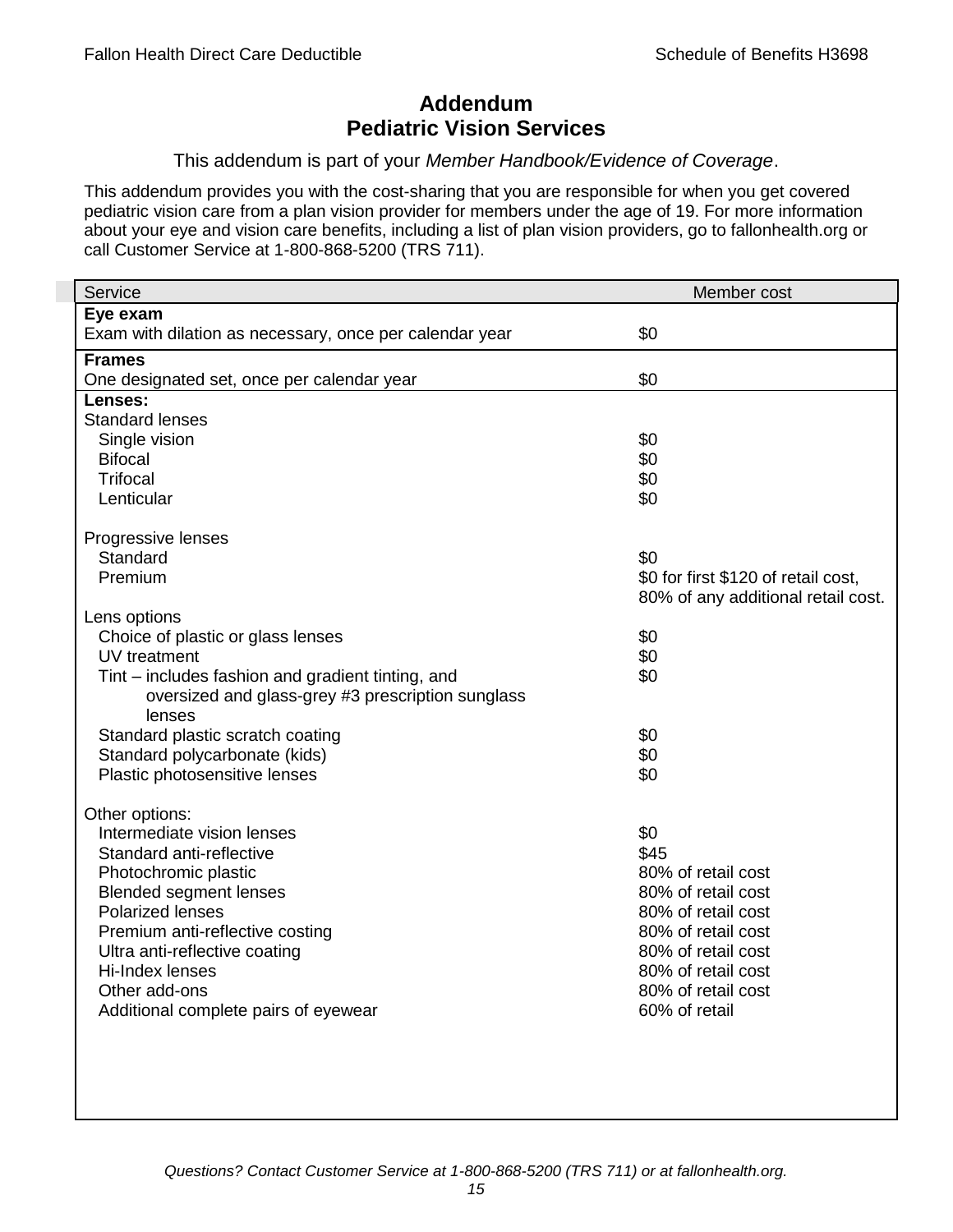# Addendum
# Pediatric Vision Services

This addendum is part of your *Member Handbook/Evidence of Coverage*.

This addendum provides you with the cost-sharing that you are responsible for when you get covered pediatric vision care from a plan vision provider for members under the age of 19. For more information about your eye and vision care benefits, including a list of plan vision providers, go to fallonhealth.org or call Customer Service at 1-800-868-5200 (TRS 711).

| Service | Member cost |
|---|---|
| **Eye exam** | |
| Exam with dilation as necessary, once per calendar year | $0 |
| **Frames** | |
| One designated set, once per calendar year | $0 |
| **Lenses:** | |
| Standard lenses | |
| Single vision | $0 |
| Bifocal | $0 |
| Trifocal | $0 |
| Lenticular | $0 |
| Progressive lenses | |
| Standard | $0 |
| Premium | $0 for first $120 of retail cost, 80% of any additional retail cost. |
| Lens options | |
| Choice of plastic or glass lenses | $0 |
| UV treatment | $0 |
| Tint – includes fashion and gradient tinting, and oversized and glass-grey #3 prescription sunglass lenses | $0 |
| Standard plastic scratch coating | $0 |
| Standard polycarbonate (kids) | $0 |
| Plastic photosensitive lenses | $0 |
| Other options: | |
| Intermediate vision lenses | $0 |
| Standard anti-reflective | $45 |
| Photochromic plastic | 80% of retail cost |
| Blended segment lenses | 80% of retail cost |
| Polarized lenses | 80% of retail cost |
| Premium anti-reflective costing | 80% of retail cost |
| Ultra anti-reflective coating | 80% of retail cost |
| Hi-Index lenses | 80% of retail cost |
| Other add-ons | 80% of retail cost |
| Additional complete pairs of eyewear | 60% of retail |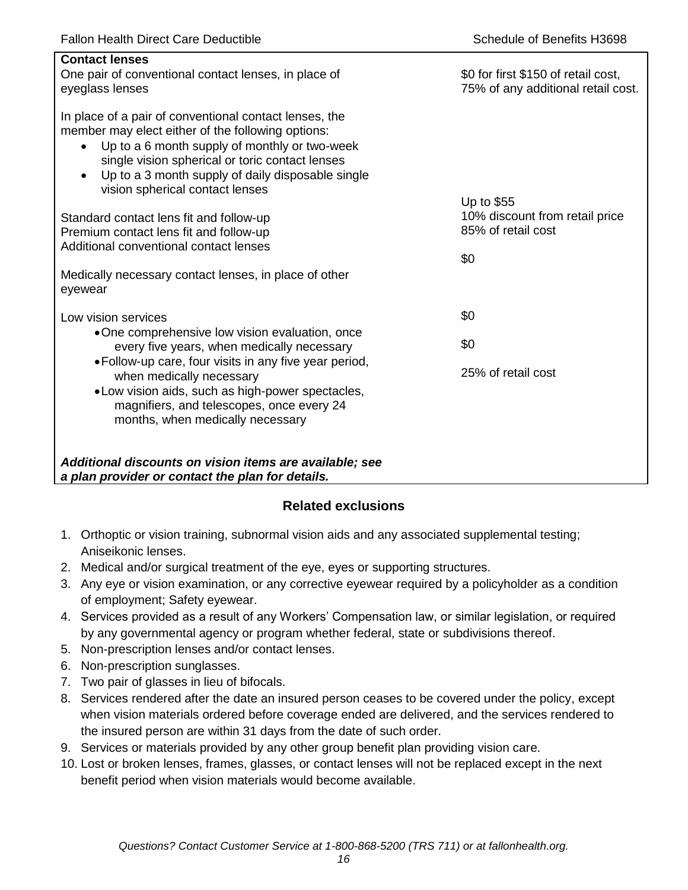| **Contact lenses** | |
|---|---|
| One pair of conventional contact lenses, in place of eyeglass lenses | $0 for first $150 of retail cost, 75% of any additional retail cost. |
| In place of a pair of conventional contact lenses, the member may elect either of the following options:<br>• Up to a 6 month supply of monthly or two-week single vision spherical or toric contact lenses<br>• Up to a 3 month supply of daily disposable single vision spherical contact lenses | |
| Standard contact lens fit and follow-up | Up to $55 |
| Premium contact lens fit and follow-up | 10% discount from retail price |
| Additional conventional contact lenses | 85% of retail cost |
| Medically necessary contact lenses, in place of other eyewear | $0 |
| Low vision services | |
| • One comprehensive low vision evaluation, once every five years, when medically necessary | $0 |
| • Follow-up care, four visits in any five year period, when medically necessary | $0 |
| • Low vision aids, such as high-power spectacles, magnifiers, and telescopes, once every 24 months, when medically necessary | 25% of retail cost |
| ***Additional discounts on vision items are available; see a plan provider or contact the plan for details.*** | |

## Related exclusions

1. Orthoptic or vision training, subnormal vision aids and any associated supplemental testing; Aniseikonic lenses.
2. Medical and/or surgical treatment of the eye, eyes or supporting structures.
3. Any eye or vision examination, or any corrective eyewear required by a policyholder as a condition of employment; Safety eyewear.
4. Services provided as a result of any Workers' Compensation law, or similar legislation, or required by any governmental agency or program whether federal, state or subdivisions thereof.
5. Non-prescription lenses and/or contact lenses.
6. Non-prescription sunglasses.
7. Two pair of glasses in lieu of bifocals.
8. Services rendered after the date an insured person ceases to be covered under the policy, except when vision materials ordered before coverage ended are delivered, and the services rendered to the insured person are within 31 days from the date of such order.
9. Services or materials provided by any other group benefit plan providing vision care.
10. Lost or broken lenses, frames, glasses, or contact lenses will not be replaced except in the next benefit period when vision materials would become available.

*Questions? Contact Customer Service at 1-800-868-5200 (TRS 711) or at fallonhealth.org.*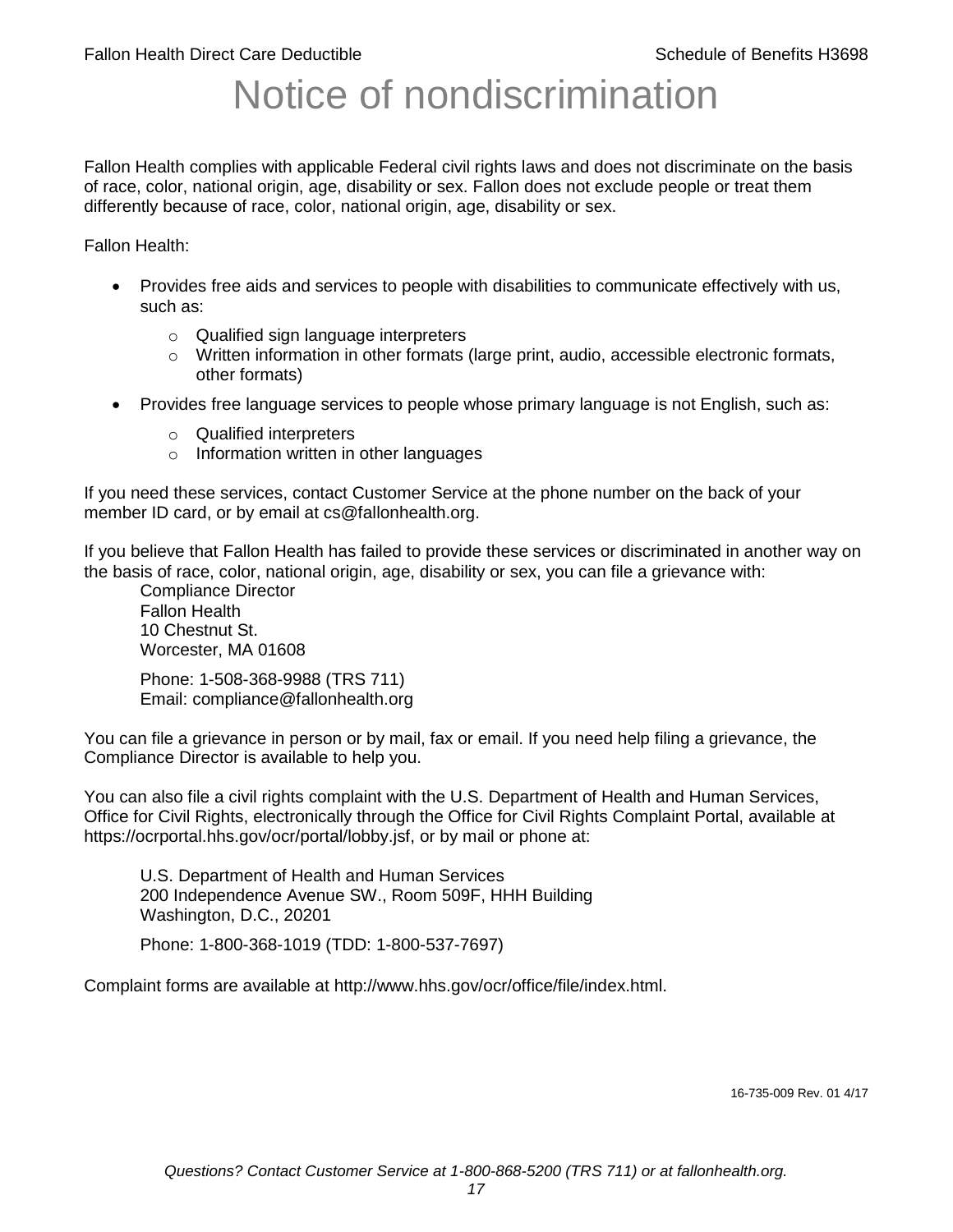# Notice of nondiscrimination

Fallon Health complies with applicable Federal civil rights laws and does not discriminate on the basis of race, color, national origin, age, disability or sex. Fallon does not exclude people or treat them differently because of race, color, national origin, age, disability or sex.

Fallon Health:

- Provides free aids and services to people with disabilities to communicate effectively with us, such as:
  - Qualified sign language interpreters
  - Written information in other formats (large print, audio, accessible electronic formats, other formats)
- Provides free language services to people whose primary language is not English, such as:
  - Qualified interpreters
  - Information written in other languages

If you need these services, contact Customer Service at the phone number on the back of your member ID card, or by email at cs@fallonhealth.org.

If you believe that Fallon Health has failed to provide these services or discriminated in another way on the basis of race, color, national origin, age, disability or sex, you can file a grievance with:

Compliance Director
Fallon Health
10 Chestnut St.
Worcester, MA 01608

Phone: 1-508-368-9988 (TRS 711)
Email: compliance@fallonhealth.org

You can file a grievance in person or by mail, fax or email. If you need help filing a grievance, the Compliance Director is available to help you.

You can also file a civil rights complaint with the U.S. Department of Health and Human Services, Office for Civil Rights, electronically through the Office for Civil Rights Complaint Portal, available at https://ocrportal.hhs.gov/ocr/portal/lobby.jsf, or by mail or phone at:

U.S. Department of Health and Human Services
200 Independence Avenue SW., Room 509F, HHH Building
Washington, D.C., 20201

Phone: 1-800-368-1019 (TDD: 1-800-537-7697)

Complaint forms are available at http://www.hhs.gov/ocr/office/file/index.html.

16-735-009 Rev. 01 4/17

*Questions? Contact Customer Service at 1-800-868-5200 (TRS 711) or at fallonhealth.org.*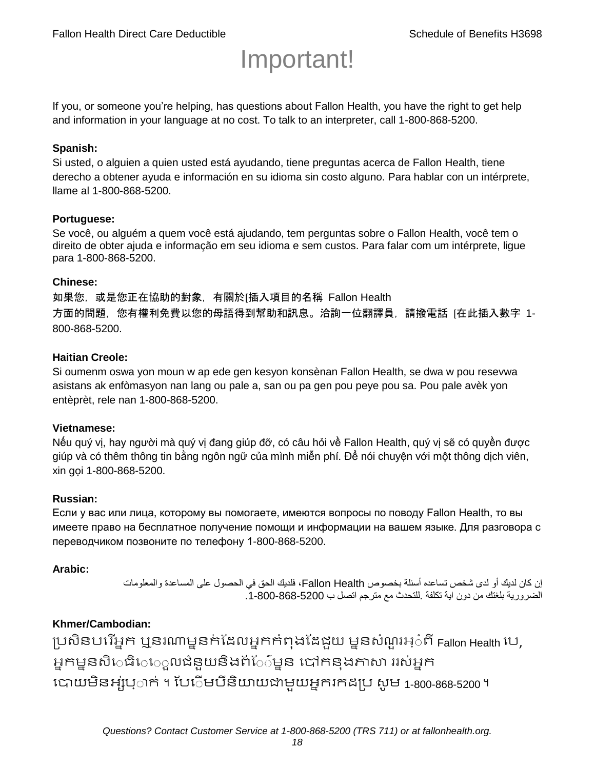# Important!

If you, or someone you're helping, has questions about Fallon Health, you have the right to get help and information in your language at no cost. To talk to an interpreter, call 1-800-868-5200.

**Spanish:**
Si usted, o alguien a quien usted está ayudando, tiene preguntas acerca de Fallon Health, tiene derecho a obtener ayuda e información en su idioma sin costo alguno. Para hablar con un intérprete, llame al 1-800-868-5200.

**Portuguese:**
Se você, ou alguém a quem você está ajudando, tem perguntas sobre o Fallon Health, você tem o direito de obter ajuda e informação em seu idioma e sem custos. Para falar com um intérprete, ligue para 1-800-868-5200.

**Chinese:**
如果您，或是您正在協助的對象，有關於[插入項目的名稱 Fallon Health 方面的問題，您有權利免費以您的母語得到幫助和訊息。洽詢一位翻譯員，請撥電話 [在此插入數字 1-800-868-5200.

**Haitian Creole:**
Si oumenm oswa yon moun w ap ede gen kesyon konsènan Fallon Health, se dwa w pou resevwa asistans ak enfòmasyon nan lang ou pale a, san ou pa gen pou peye pou sa. Pou pale avèk yon entèprèt, rele nan 1-800-868-5200.

**Vietnamese:**
Nếu quý vị, hay người mà quý vị đang giúp đỡ, có câu hỏi về Fallon Health, quý vị sẽ có quyền được giúp và có thêm thông tin bằng ngôn ngữ của mình miễn phí. Để nói chuyện với một thông dịch viên, xin gọi 1-800-868-5200.

**Russian:**
Если у вас или лица, которому вы помогаете, имеются вопросы по поводу Fallon Health, то вы имеете право на бесплатное получение помощи и информации на вашем языке. Для разговора с переводчиком позвоните по телефону 1-800-868-5200.

**Arabic:**
إن كان لديك أو لدى شخص تساعده أسئلة بخصوص Fallon Health، فلديك الحق في الحصول على المساعدة والمعلومات الضرورية بلغتك من دون اية تكلفة .للتحدث مع مترجم اتصل ب 1-800-868-5200.

**Khmer/Cambodian:**
ប្រសិនបរើអ្នក ឬនរណាម្នក់ដែលអ្នកកំពុងដែជួយ ម្នសំណួរអ្ំពី Fallon Health បេ, អ្នកម្នសិេធិេេួលជំនួយនិងព័េ៌ម្នន បៅកនុងភាសា ររស់អ្នក បោយមិនអ្ស់បុ្ាក់ ។ បែេិមបីនិយាយជាមួយអ្នករកដប្រ សូម 1-800-868-5200 ។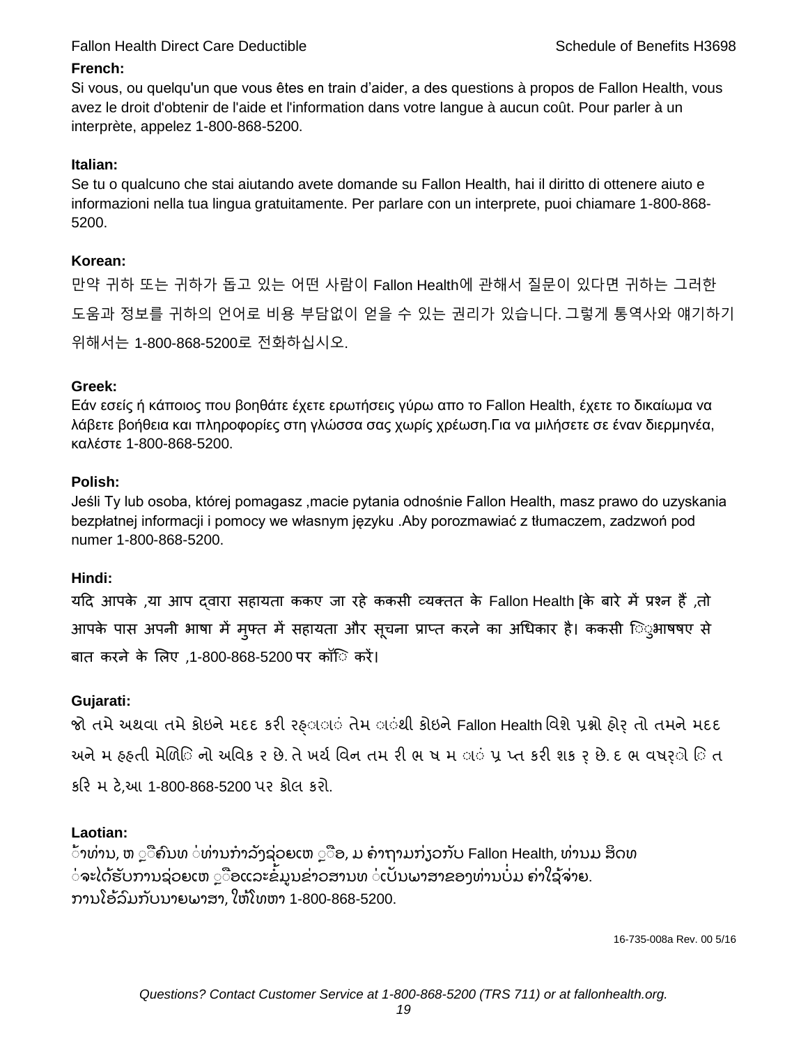**French:**

Si vous, ou quelqu'un que vous êtes en train d'aider, a des questions à propos de Fallon Health, vous avez le droit d'obtenir de l'aide et l'information dans votre langue à aucun coût. Pour parler à un interprète, appelez 1-800-868-5200.

**Italian:**

Se tu o qualcuno che stai aiutando avete domande su Fallon Health, hai il diritto di ottenere aiuto e informazioni nella tua lingua gratuitamente. Per parlare con un interprete, puoi chiamare 1-800-868-5200.

**Korean:**

만약 귀하 또는 귀하가 돕고 있는 어떤 사람이 Fallon Health에 관해서 질문이 있다면 귀하는 그러한 도움과 정보를 귀하의 언어로 비용 부담없이 얻을 수 있는 권리가 있습니다. 그렇게 통역사와 얘기하기 위해서는 1-800-868-5200로 전화하십시오.

**Greek:**

Εάν εσείς ή κάποιος που βοηθάτε έχετε ερωτήσεις γύρω απο το Fallon Health, έχετε το δικαίωμα να λάβετε βοήθεια και πληροφορίες στη γλώσσα σας χωρίς χρέωση.Για να μιλήσετε σε έναν διερμηνέα, καλέστε 1-800-868-5200.

**Polish:**

Jeśli Ty lub osoba, której pomagasz ,macie pytania odnośnie Fallon Health, masz prawo do uzyskania bezpłatnej informacji i pomocy we własnym języku .Aby porozmawiać z tłumaczem, zadzwoń pod numer 1-800-868-5200.

**Hindi:**

यदि आपके ,या आप द्वारा सहायता ककए जा रहे ककसी व्यक्तत के Fallon Health [के बारे में प्रश्न हैं ,तो आपके पास अपनी भाषा में मुफ्त में सहायता और सूचना प्राप्त करने का अधिकार है। ककसी िुभाषषए से बात करने के लिए ,1-800-868-5200 पर कॉि करें।

**Gujarati:**

જો તમે અથવા તમે કોઇને મદદ કરી રહ્યાં તેમ ાંથી કોઇને Fallon Health વિશે પ્રશ્નો હોર્ તો તમને મદદ અને મ હ્હતી મેળિિ નો અવિક ર છે. તે ખર્ચ વિન તમ રી ભ ષ મ ાં પ્ર પ્ત કરી શક ર્ છે. દ ભ વષર્ો િ ત કરિ મ ટે,આ 1-800-868-5200 પર કોલ કરો.

**Laotian:**

້າທ່ານ, ຫ ຼືຄົນທ ່ທ່ານກໍາລັງຊ່ວຍເຫ ຼືອ, ມ ຄໍາຖາມກ່ຽວກັບ Fallon Health, ທ່ານມ ສິດທ ່ຈະໄດ້ຮັບການຊ່ວຍເຫ ຼືອແລະຂໍ້ມູນຂ່າວສານທ ່ເປັນພາສາຂອງທ່ານບໍ່ມ ຄ່າໃຊ້ຈ່າຍ. ການໂອ້ລົມກັບນາຍພາສາ, ໃຫ້ໂທຫາ 1-800-868-5200.

16-735-008a Rev. 00 5/16